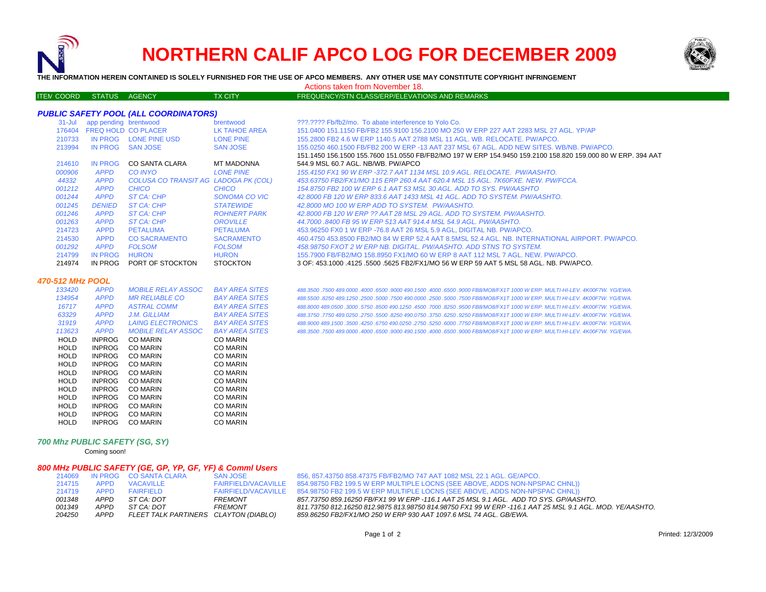# NORTHERN CALIF APCO LOG FOR DECEMBER 2009

**THE INFORMATION HEREIN CONTAINED IS SOLELY FURNISHED FOR THE USE OF APCO MEMBERS. ANY OTHER USE MAY CONSTITUTE COPYRIGHT INFRINGEMENT**

Actions taken from November 18.

| ITEM COORD | STATUS | AGENCY | TX CITY | FREQUENCY/STN CLASS/ERP/ELEVATIONS AND REMARKS |
|---|---|---|---|---|

### *PUBLIC SAFETY POOL (ALL COORDINATORS)*

| ITEM COORD | STATUS | AGENCY | TX CITY | FREQUENCY/STN CLASS/ERP/ELEVATIONS AND REMARKS |
|---|---|---|---|---|
| 31-Jul | app pending | brentwood | brentwood | ???.???? Fb/fb2/mo. To abate interference to Yolo Co. |
| 176404 | FREQ HOLD | CO PLACER | LK TAHOE AREA | 151.0400 151.1150 FB/FB2 155.9100 156.2100 MO 250 W ERP 227 AAT 2283 MSL 27 AGL. YP/AP |
| 210733 | IN PROG | LONE PINE USD | LONE PINE | 155.2800 FB2 4.6 W ERP 1140.5 AAT 2788 MSL 11 AGL. WB. RELOCATE. PW/APCO. |
| 213994 | IN PROG | SAN JOSE | SAN JOSE | 155.0250 460.1500 FB/FB2 200 W ERP -13 AAT 237 MSL 67 AGL. ADD NEW SITES. WB/NB. PW/APCO. |
| 214610 | IN PROG | CO SANTA CLARA | MT MADONNA | 151.1450 156.1500 155.7600 151.0550 FB/FB2/MO 197 W ERP 154.9450 159.2100 158.820 159.000 80 W ERP. 394 AAT 544.9 MSL 60.7 AGL. NB/WB. PW/APCO |
| *000906* | *APPD* | *CO INYO* | *LONE PINE* | *155.4150 FX1 90 W ERP -372.7 AAT 1134 MSL 10.9 AGL. RELOCATE. PW/AASHTO.* |
| *44332* | *APPD* | *COLUSA CO TRANSIT AG* | *LADOGA PK (COL)* | *453.63750 FB2/FX1/MO 115 ERP 260.4 AAT 620.4 MSL 15 AGL. 7K60FXE. NEW. PW/FCCA.* |
| *001212* | *APPD* | *CHICO* | *CHICO* | *154.8750 FB2 100 W ERP 6.1 AAT 53 MSL 30 AGL. ADD TO SYS. PW/AASHTO* |
| *001244* | *APPD* | *ST CA: CHP* | *SONOMA CO VIC* | *42.8000 FB 120 W ERP 833.6 AAT 1433 MSL 41 AGL. ADD TO SYSTEM. PW/AASHTO.* |
| *001245* | *DENIED* | *ST CA: CHP* | *STATEWIDE* | *42.8000 MO 100 W ERP ADD TO SYSTEM. PW/AASHTO.* |
| *001246* | *APPD* | *ST CA: CHP* | *ROHNERT PARK* | *42.8000 FB 120 W ERP ?? AAT 28 MSL 29 AGL. ADD TO SYSTEM. PW/AASHTO.* |
| *001263* | *APPD* | *ST CA: CHP* | *OROVILLE* | *44.7000 .8400 FB 95 W ERP 513 AAT 914.4 MSL 54.9 AGL. PW/AASHTO.* |
| 214723 | APPD | PETALUMA | PETALUMA | 453.96250 FX0 1 W ERP -76.8 AAT 26 MSL 5.9 AGL, DIGITAL NB. PW/APCO. |
| 214530 | APPD | CO SACRAMENTO | SACRAMENTO | 460.4750 453.8500 FB2/MO 84 W ERP 52.4 AAT 8.5MSL 52.4 AGL. NB. INTERNATIONAL AIRPORT. PW/APCO. |
| *001292* | *APPD* | *FOLSOM* | *FOLSOM* | *458.98750 FXOT 2 W ERP NB. DIGITAL. PW/AASHTO. ADD STNS TO SYSTEM.* |
| 214799 | IN PROG | HURON | HURON | 155.7900 FB/FB2/MO 158.8950 FX1/MO 60 W ERP 8 AAT 112 MSL 7 AGL. NEW. PW/APCO. |
| 214974 | IN PROG | PORT OF STOCKTON | STOCKTON | 3 OF: 453.1000 .4125 .5500 .5625 FB2/FX1/MO 56 W ERP 59 AAT 5 MSL 58 AGL. NB. PW/APCO. |

### *470-512 MHz POOL*

| ITEM COORD | STATUS | AGENCY | TX CITY | FREQUENCY/STN CLASS/ERP/ELEVATIONS AND REMARKS |
|---|---|---|---|---|
| *133420* | *APPD* | *MOBILE RELAY ASSOC* | *BAY AREA SITES* | *488.3500 .7500 489.0000 .4000 .6500 .9000 490.1500 .4000 .6500 .9000 FB8/MO8/FX1T 1000 W ERP. MULTI-HI-LEV. 4K00F7W. YG/EWA.* |
| *134954* | *APPD* | *MR RELIABLE CO* | *BAY AREA SITES* | *488.5500 .8250 489.1250 .2500 .5000 .7500 490.0000 .2500 .5000 .7500 FB8/MO8/FX1T 1000 W ERP. MULTI HI-LEV. 4K00F7W. YG/EWA.* |
| *16717* | *APPD* | *ASTRAL COMM* | *BAY AREA SITES* | *488.8000 489.0500 .3000 .5750 .8500 490.1250 .4500 .7000 .8250 .9500 FB8/MO8/FX1T 1000 W ERP. MULTI HI-LEV. 4K00F7W. YG/EWA.* |
| *63329* | *APPD* | *J.M. GILLIAM* | *BAY AREA SITES* | *488.3750 .7750 489.0250 .2750 .5500 .8250 490.0750 .3750 .6250 .9250 FB8/MO8/FX1T 1000 W ERP. MULTI HI-LEV. 4K00F7W. YG/EWA.* |
| *31919* | *APPD* | *LAING ELECTRONICS* | *BAY AREA SITES* | *488.9000 489.1500 .3500 .4250 .6750 490.0250 .2750 .5250 .6000 .7750 FB8/MO8/FX1T 1000 W ERP. MULTI HI-LEV. 4K00F7W. YG/EWA.* |
| *113623* | *APPD* | *MOBILE RELAY ASSOC* | *BAY AREA SITES* | *488.3500 .7500 489.0000 .4000 .6500 .9000 490.1500 .4000 .6500 .9000 FB8/MO8/FX1T 1000 W ERP. MULTI HI-LEV. 4K00F7W. YG/EWA.* |
| HOLD | INPROG | CO MARIN | CO MARIN | |
| HOLD | INPROG | CO MARIN | CO MARIN | |
| HOLD | INPROG | CO MARIN | CO MARIN | |
| HOLD | INPROG | CO MARIN | CO MARIN | |
| HOLD | INPROG | CO MARIN | CO MARIN | |
| HOLD | INPROG | CO MARIN | CO MARIN | |
| HOLD | INPROG | CO MARIN | CO MARIN | |
| HOLD | INPROG | CO MARIN | CO MARIN | |
| HOLD | INPROG | CO MARIN | CO MARIN | |
| HOLD | INPROG | CO MARIN | CO MARIN | |
| HOLD | INPROG | CO MARIN | CO MARIN | |

### *700 Mhz PUBLIC SAFETY (SG, SY)*

Coming soon!

### *800 MHz PUBLIC SAFETY (GE, GP, YP, GF, YF) & Comml Users*

| ITEM COORD | STATUS | AGENCY | TX CITY | FREQUENCY/STN CLASS/ERP/ELEVATIONS AND REMARKS |
|---|---|---|---|---|
| 214069 | IN PROG | CO SANTA CLARA | SAN JOSE | 856, 857.43750 858.47375 FB/FB2/MO 747 AAT 1082 MSL 22.1 AGL. GE/APCO. |
| 214715 | APPD | VACAVILLE | FAIRFIELD/VACAVILLE | 854.98750 FB2 199.5 W ERP MULTIPLE LOCNS (SEE ABOVE, ADDS NON-NPSPAC CHNL)) |
| 214719 | APPD | FAIRFIELD | FAIRFIELD/VACAVILLE | 854.98750 FB2 199.5 W ERP MULTIPLE LOCNS (SEE ABOVE, ADDS NON-NPSPAC CHNL)) |
| *001348* | *APPD* | *ST CA: DOT* | *FREMONT* | *857.73750 859.16250 FB/FX1 99 W ERP -116.1 AAT 25 MSL 9.1 AGL. ADD TO SYS. GP/AASHTO.* |
| *001349* | *APPD* | *ST CA: DOT* | *FREMONT* | *811.73750 812.16250 812.9875 813.98750 814.98750 FX1 99 W ERP -116.1 AAT 25 MSL 9.1 AGL. MOD. YE/AASHTO.* |
| *204250* | *APPD* | *FLEET TALK PARTINERS* | *CLAYTON (DIABLO)* | *859.86250 FB2/FX1/MO 250 W ERP 930 AAT 1097.6 MSL 74 AGL. GB/EWA.* |

Printed: 12/3/2009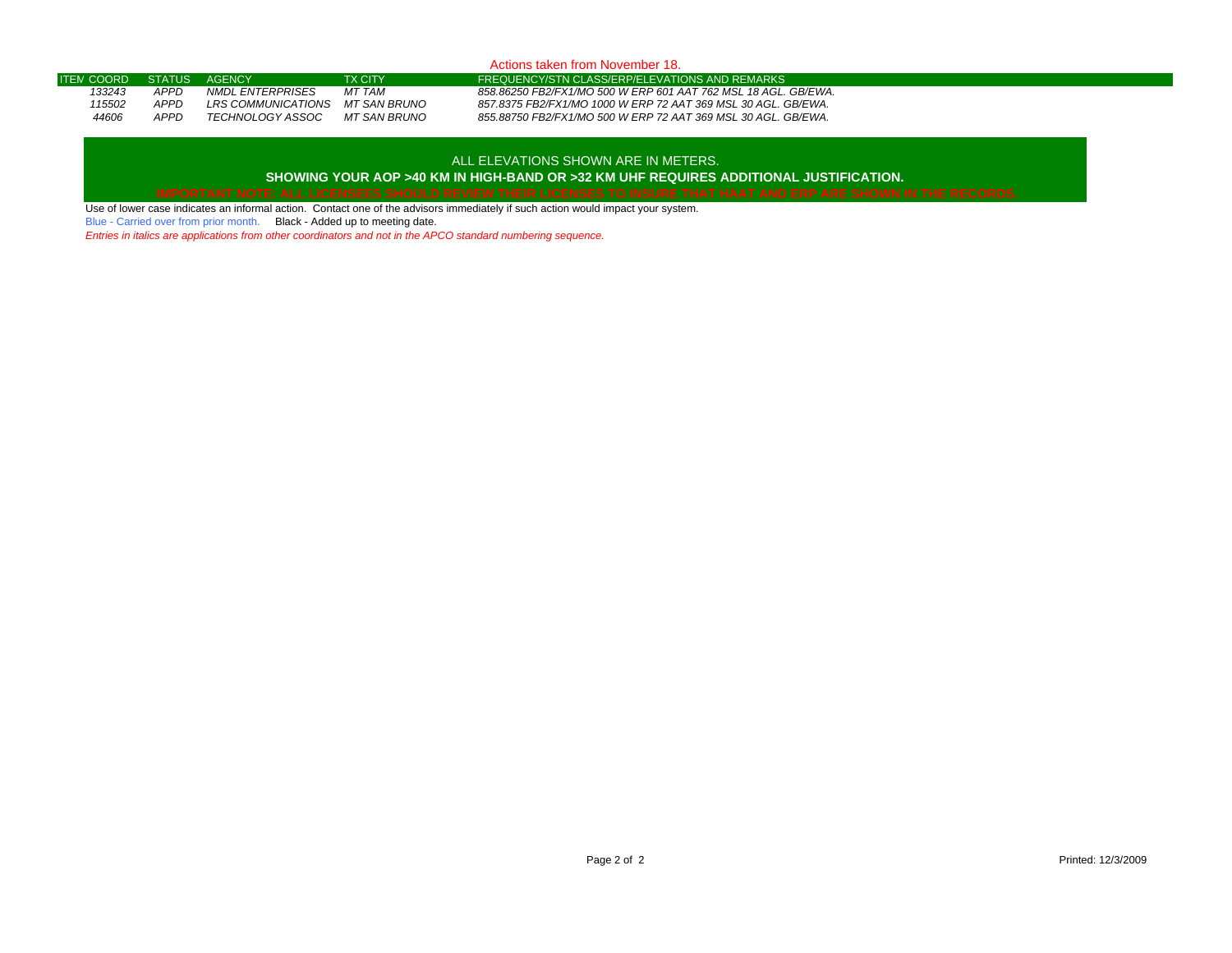Actions taken from November 18.

| ITEM | COORD | STATUS | AGENCY | TX CITY | FREQUENCY/STN CLASS/ERP/ELEVATIONS AND REMARKS |
|---|---|---|---|---|---|
| | *133243* | *APPD* | *NMDL ENTERPRISES* | *MT TAM* | *858.86250 FB2/FX1/MO 500 W ERP 601 AAT 762 MSL 18 AGL. GB/EWA.* |
| | *115502* | *APPD* | *LRS COMMUNICATIONS* | *MT SAN BRUNO* | *857.8375 FB2/FX1/MO 1000 W ERP 72 AAT 369 MSL 30 AGL. GB/EWA.* |
| | *44606* | *APPD* | *TECHNOLOGY ASSOC* | *MT SAN BRUNO* | *855.88750 FB2/FX1/MO 500 W ERP 72 AAT 369 MSL 30 AGL. GB/EWA.* |

ALL ELEVATIONS SHOWN ARE IN METERS.

**SHOWING YOUR AOP >40 KM IN HIGH-BAND OR >32 KM UHF REQUIRES ADDITIONAL JUSTIFICATION.**

**IMPORTANT NOTE: ALL LICENSEES SHOULD REVIEW THEIR LICENSES TO INSURE THAT HAAT AND ERP ARE SHOWN IN THE RECORDS.**

Use of lower case indicates an informal action. Contact one of the advisors immediately if such action would impact your system.

Blue - Carried over from prior month. Black - Added up to meeting date.

*Entries in italics are applications from other coordinators and not in the APCO standard numbering sequence.*

Printed: 12/3/2009